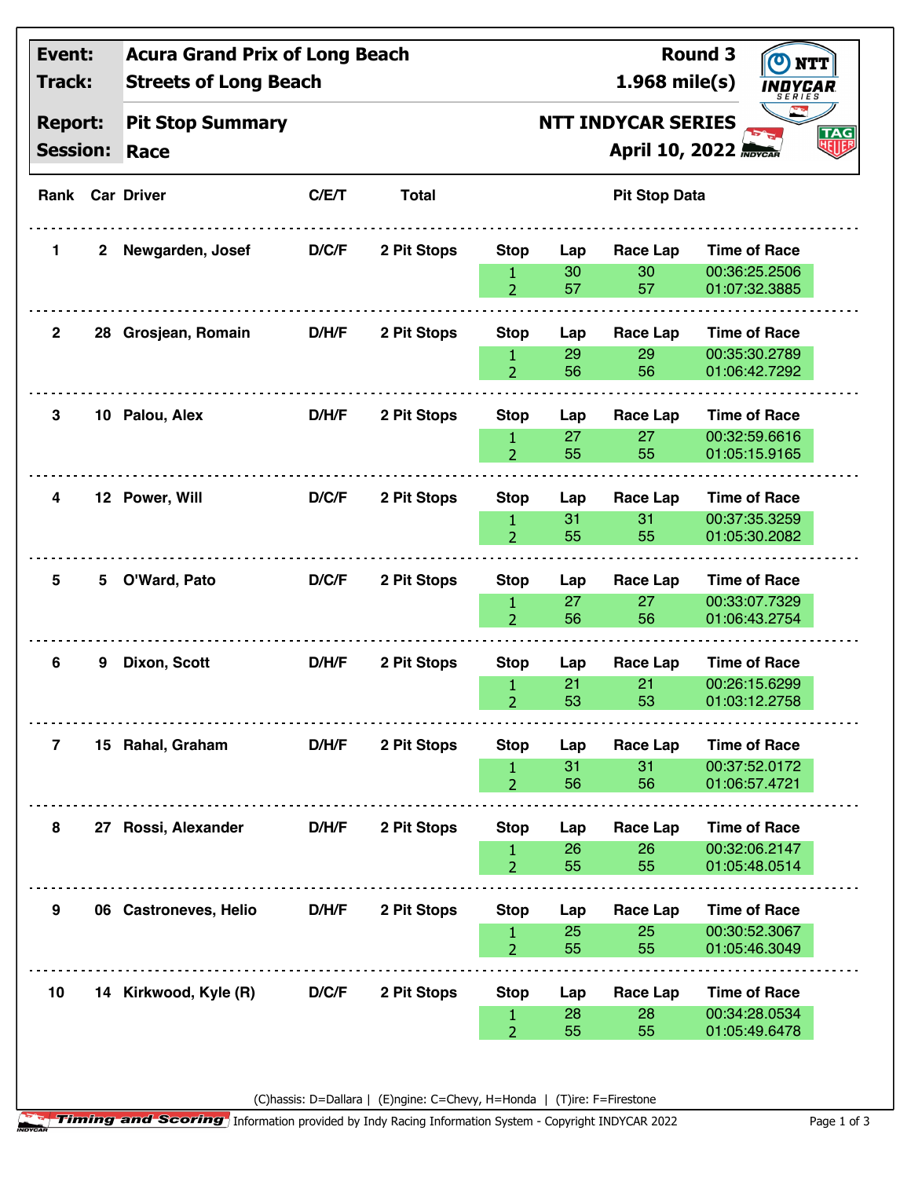| | | | |
|---|---|---|---|
| **Event:** | **Acura Grand Prix of Long Beach** | **Round 3** | |
| **Track:** | **Streets of Long Beach** | **1.968 mile(s)** | |
| **Report:** | **Pit Stop Summary** | **NTT INDYCAR SERIES** | |
| **Session:** | **Race** | **April 10, 2022** | |

| Rank | Car | Driver | C/E/T | Total | Stop | Lap | Race Lap | Time of Race |
|---|---|---|---|---|---|---|---|---|
| 1 | 2 | Newgarden, Josef | D/C/F | 2 Pit Stops | 1 | 30 | 30 | 00:36:25.2506 |
| | | | | | 2 | 57 | 57 | 01:07:32.3885 |
| 2 | 28 | Grosjean, Romain | D/H/F | 2 Pit Stops | 1 | 29 | 29 | 00:35:30.2789 |
| | | | | | 2 | 56 | 56 | 01:06:42.7292 |
| 3 | 10 | Palou, Alex | D/H/F | 2 Pit Stops | 1 | 27 | 27 | 00:32:59.6616 |
| | | | | | 2 | 55 | 55 | 01:05:15.9165 |
| 4 | 12 | Power, Will | D/C/F | 2 Pit Stops | 1 | 31 | 31 | 00:37:35.3259 |
| | | | | | 2 | 55 | 55 | 01:05:30.2082 |
| 5 | 5 | O'Ward, Pato | D/C/F | 2 Pit Stops | 1 | 27 | 27 | 00:33:07.7329 |
| | | | | | 2 | 56 | 56 | 01:06:43.2754 |
| 6 | 9 | Dixon, Scott | D/H/F | 2 Pit Stops | 1 | 21 | 21 | 00:26:15.6299 |
| | | | | | 2 | 53 | 53 | 01:03:12.2758 |
| 7 | 15 | Rahal, Graham | D/H/F | 2 Pit Stops | 1 | 31 | 31 | 00:37:52.0172 |
| | | | | | 2 | 56 | 56 | 01:06:57.4721 |
| 8 | 27 | Rossi, Alexander | D/H/F | 2 Pit Stops | 1 | 26 | 26 | 00:32:06.2147 |
| | | | | | 2 | 55 | 55 | 01:05:48.0514 |
| 9 | 06 | Castroneves, Helio | D/H/F | 2 Pit Stops | 1 | 25 | 25 | 00:30:52.3067 |
| | | | | | 2 | 55 | 55 | 01:05:46.3049 |
| 10 | 14 | Kirkwood, Kyle (R) | D/C/F | 2 Pit Stops | 1 | 28 | 28 | 00:34:28.0534 |
| | | | | | 2 | 55 | 55 | 01:05:49.6478 |

(C)hassis: D=Dallara | (E)ngine: C=Chevy, H=Honda | (T)ire: F=Firestone

Timing and Scoring Information provided by Indy Racing Information System - Copyright INDYCAR 2022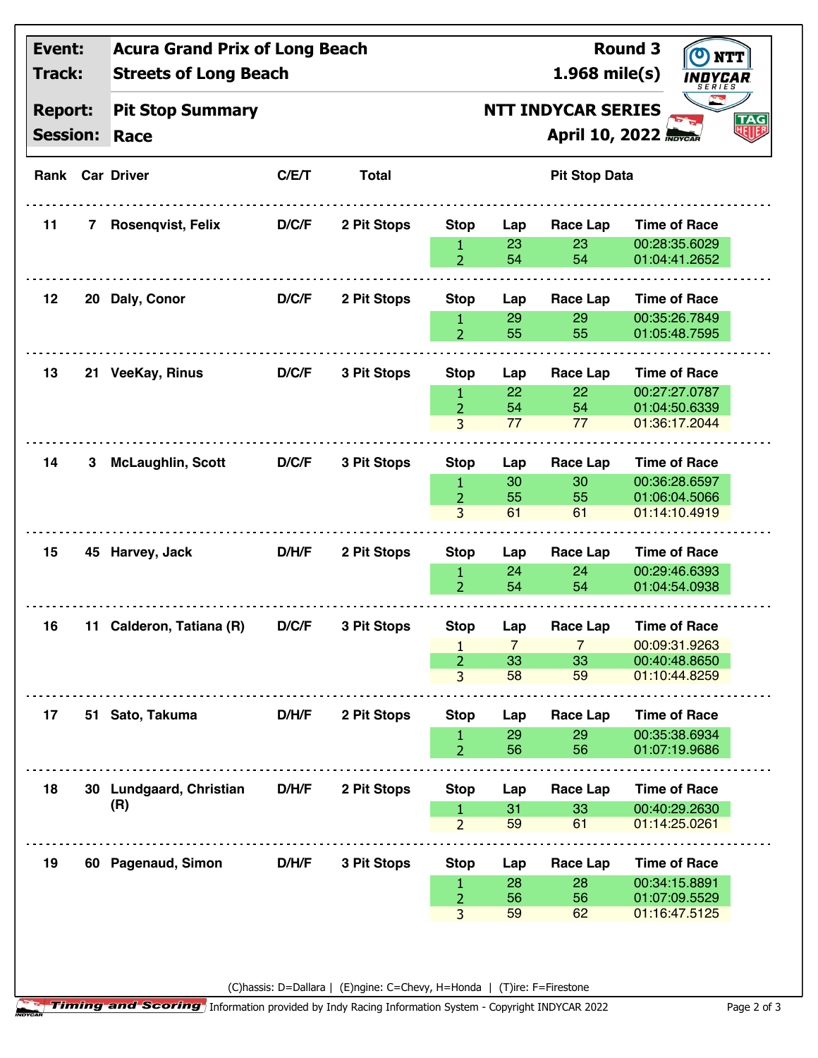| | | |
|---|---|---|
| **Event:** | **Acura Grand Prix of Long Beach** | **Round 3** |
| **Track:** | **Streets of Long Beach** | **1.968 mile(s)** |
| **Report:** | **Pit Stop Summary** | **NTT INDYCAR SERIES** |
| **Session:** | **Race** | **April 10, 2022** |

| Rank | Car | Driver | C/E/T | Total | Stop | Lap | Race Lap | Time of Race |
|---|---|---|---|---|---|---|---|---|
| 11 | 7 | Rosenqvist, Felix | D/C/F | 2 Pit Stops | 1 | 23 | 23 | 00:28:35.6029 |
| | | | | | 2 | 54 | 54 | 01:04:41.2652 |
| 12 | 20 | Daly, Conor | D/C/F | 2 Pit Stops | 1 | 29 | 29 | 00:35:26.7849 |
| | | | | | 2 | 55 | 55 | 01:05:48.7595 |
| 13 | 21 | VeeKay, Rinus | D/C/F | 3 Pit Stops | 1 | 22 | 22 | 00:27:27.0787 |
| | | | | | 2 | 54 | 54 | 01:04:50.6339 |
| | | | | | 3 | 77 | 77 | 01:36:17.2044 |
| 14 | 3 | McLaughlin, Scott | D/C/F | 3 Pit Stops | 1 | 30 | 30 | 00:36:28.6597 |
| | | | | | 2 | 55 | 55 | 01:06:04.5066 |
| | | | | | 3 | 61 | 61 | 01:14:10.4919 |
| 15 | 45 | Harvey, Jack | D/H/F | 2 Pit Stops | 1 | 24 | 24 | 00:29:46.6393 |
| | | | | | 2 | 54 | 54 | 01:04:54.0938 |
| 16 | 11 | Calderon, Tatiana (R) | D/C/F | 3 Pit Stops | 1 | 7 | 7 | 00:09:31.9263 |
| | | | | | 2 | 33 | 33 | 00:40:48.8650 |
| | | | | | 3 | 58 | 59 | 01:10:44.8259 |
| 17 | 51 | Sato, Takuma | D/H/F | 2 Pit Stops | 1 | 29 | 29 | 00:35:38.6934 |
| | | | | | 2 | 56 | 56 | 01:07:19.9686 |
| 18 | 30 | Lundgaard, Christian (R) | D/H/F | 2 Pit Stops | 1 | 31 | 33 | 00:40:29.2630 |
| | | | | | 2 | 59 | 61 | 01:14:25.0261 |
| 19 | 60 | Pagenaud, Simon | D/H/F | 3 Pit Stops | 1 | 28 | 28 | 00:34:15.8891 |
| | | | | | 2 | 56 | 56 | 01:07:09.5529 |
| | | | | | 3 | 59 | 62 | 01:16:47.5125 |

(C)hassis: D=Dallara | (E)ngine: C=Chevy, H=Honda | (T)ire: F=Firestone

Information provided by Indy Racing Information System - Copyright INDYCAR 2022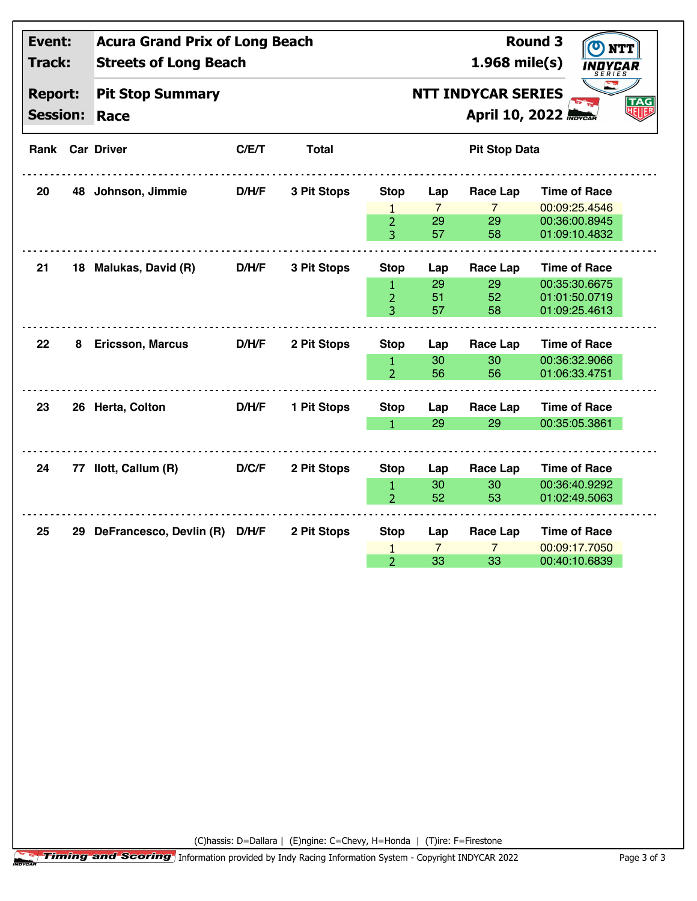| | | |
|---|---|---|
| **Event:** | **Acura Grand Prix of Long Beach** | **Round 3** |
| **Track:** | **Streets of Long Beach** | **1.968 mile(s)** |
| **Report:** | **Pit Stop Summary** | **NTT INDYCAR SERIES** |
| **Session:** | **Race** | **April 10, 2022** |

| Rank | Car | Driver | C/E/T | Total | Stop | Lap | Race Lap | Time of Race |
|---|---|---|---|---|---|---|---|---|
| 20 | 48 | Johnson, Jimmie | D/H/F | 3 Pit Stops | 1 | 7 | 7 | 00:09:25.4546 |
| | | | | | 2 | 29 | 29 | 00:36:00.8945 |
| | | | | | 3 | 57 | 58 | 01:09:10.4832 |
| 21 | 18 | Malukas, David (R) | D/H/F | 3 Pit Stops | 1 | 29 | 29 | 00:35:30.6675 |
| | | | | | 2 | 51 | 52 | 01:01:50.0719 |
| | | | | | 3 | 57 | 58 | 01:09:25.4613 |
| 22 | 8 | Ericsson, Marcus | D/H/F | 2 Pit Stops | 1 | 30 | 30 | 00:36:32.9066 |
| | | | | | 2 | 56 | 56 | 01:06:33.4751 |
| 23 | 26 | Herta, Colton | D/H/F | 1 Pit Stops | 1 | 29 | 29 | 00:35:05.3861 |
| 24 | 77 | Ilott, Callum (R) | D/C/F | 2 Pit Stops | 1 | 30 | 30 | 00:36:40.9292 |
| | | | | | 2 | 52 | 53 | 01:02:49.5063 |
| 25 | 29 | DeFrancesco, Devlin (R) | D/H/F | 2 Pit Stops | 1 | 7 | 7 | 00:09:17.7050 |
| | | | | | 2 | 33 | 33 | 00:40:10.6839 |

(C)hassis: D=Dallara | (E)ngine: C=Chevy, H=Honda | (T)ire: F=Firestone

Timing and Scoring Information provided by Indy Racing Information System - Copyright INDYCAR 2022